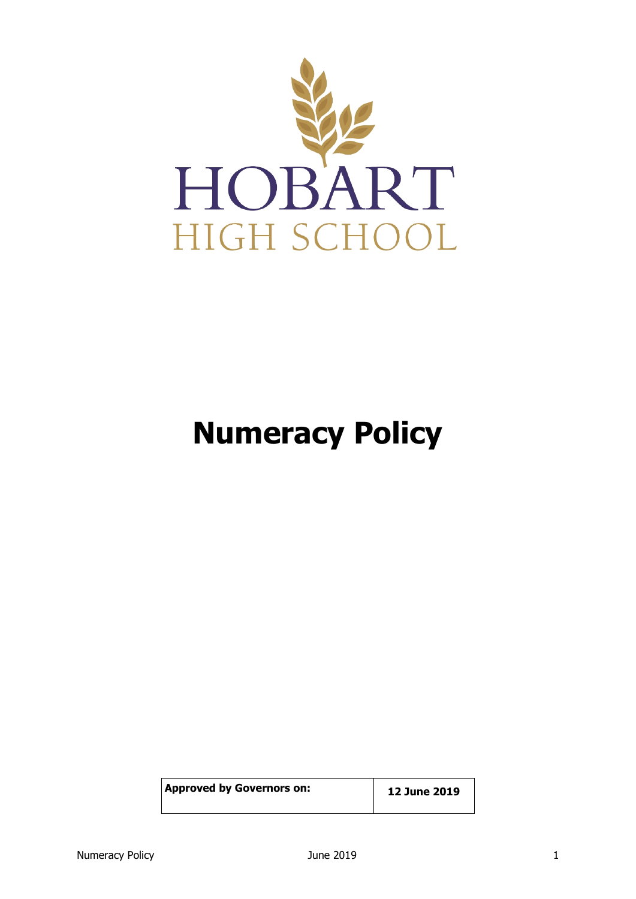HOBART

HIGH SCHOOL

# Numeracy Policy

| Approved by Governors on: | 12 June 2019 |
| --- | --- |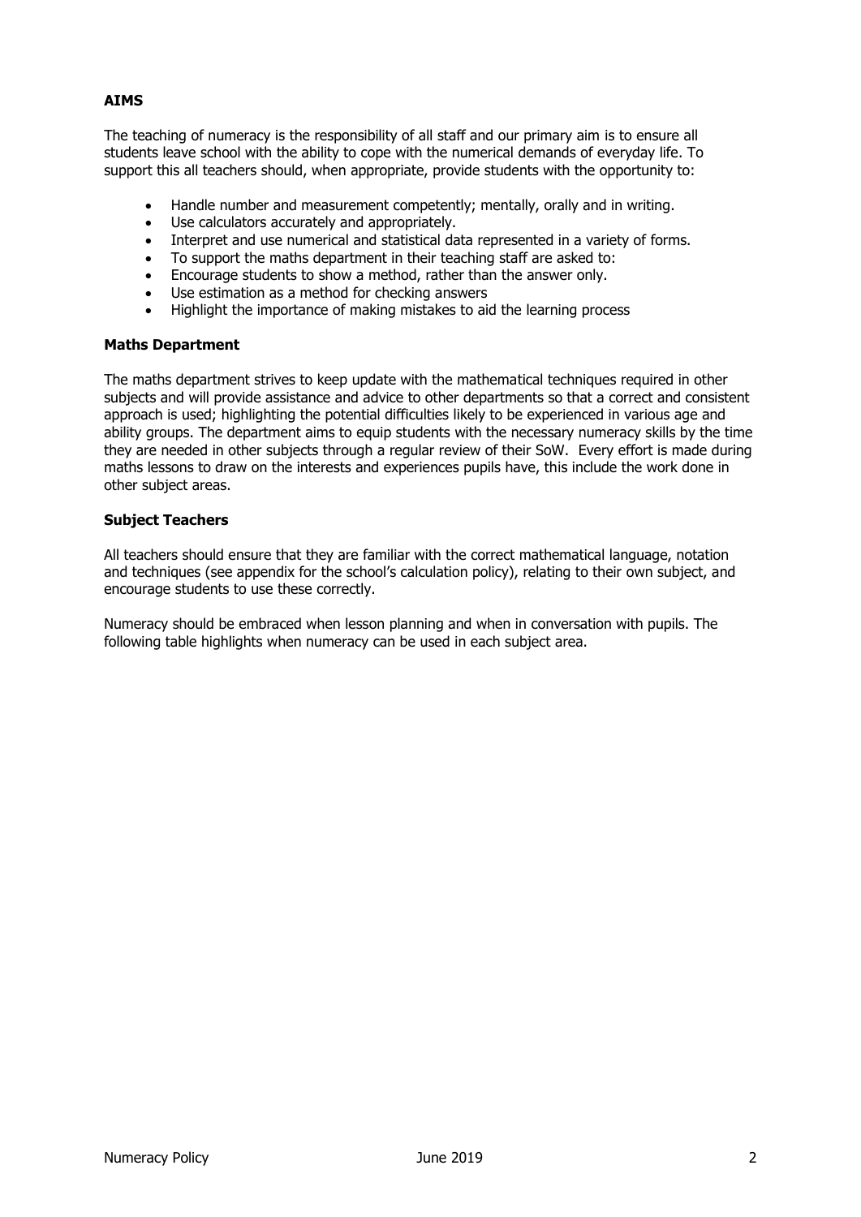**AIMS**

The teaching of numeracy is the responsibility of all staff and our primary aim is to ensure all students leave school with the ability to cope with the numerical demands of everyday life. To support this all teachers should, when appropriate, provide students with the opportunity to:

- Handle number and measurement competently; mentally, orally and in writing.
- Use calculators accurately and appropriately.
- Interpret and use numerical and statistical data represented in a variety of forms.
- To support the maths department in their teaching staff are asked to:
- Encourage students to show a method, rather than the answer only.
- Use estimation as a method for checking answers
- Highlight the importance of making mistakes to aid the learning process

**Maths Department**

The maths department strives to keep update with the mathematical techniques required in other subjects and will provide assistance and advice to other departments so that a correct and consistent approach is used; highlighting the potential difficulties likely to be experienced in various age and ability groups. The department aims to equip students with the necessary numeracy skills by the time they are needed in other subjects through a regular review of their SoW. Every effort is made during maths lessons to draw on the interests and experiences pupils have, this include the work done in other subject areas.

**Subject Teachers**

All teachers should ensure that they are familiar with the correct mathematical language, notation and techniques (see appendix for the school's calculation policy), relating to their own subject, and encourage students to use these correctly.

Numeracy should be embraced when lesson planning and when in conversation with pupils. The following table highlights when numeracy can be used in each subject area.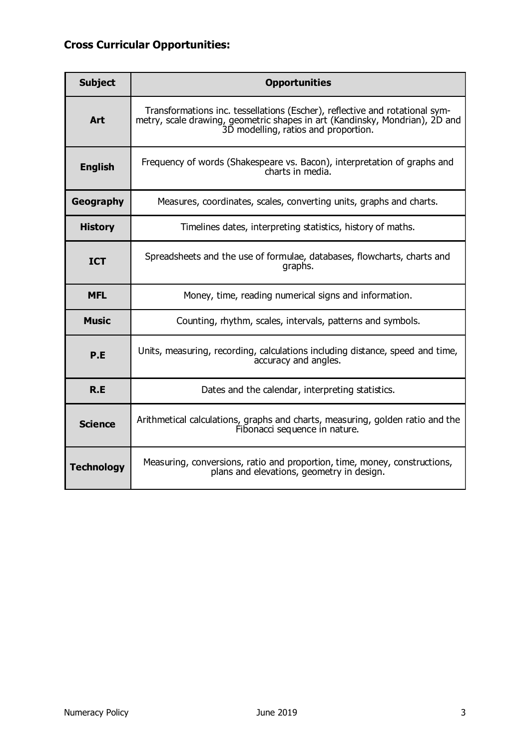## Cross Curricular Opportunities:

| Subject | Opportunities |
|---|---|
| **Art** | Transformations inc. tessellations (Escher), reflective and rotational symmetry, scale drawing, geometric shapes in art (Kandinsky, Mondrian), 2D and 3D modelling, ratios and proportion. |
| **English** | Frequency of words (Shakespeare vs. Bacon), interpretation of graphs and charts in media. |
| **Geography** | Measures, coordinates, scales, converting units, graphs and charts. |
| **History** | Timelines dates, interpreting statistics, history of maths. |
| **ICT** | Spreadsheets and the use of formulae, databases, flowcharts, charts and graphs. |
| **MFL** | Money, time, reading numerical signs and information. |
| **Music** | Counting, rhythm, scales, intervals, patterns and symbols. |
| **P.E** | Units, measuring, recording, calculations including distance, speed and time, accuracy and angles. |
| **R.E** | Dates and the calendar, interpreting statistics. |
| **Science** | Arithmetical calculations, graphs and charts, measuring, golden ratio and the Fibonacci sequence in nature. |
| **Technology** | Measuring, conversions, ratio and proportion, time, money, constructions, plans and elevations, geometry in design. |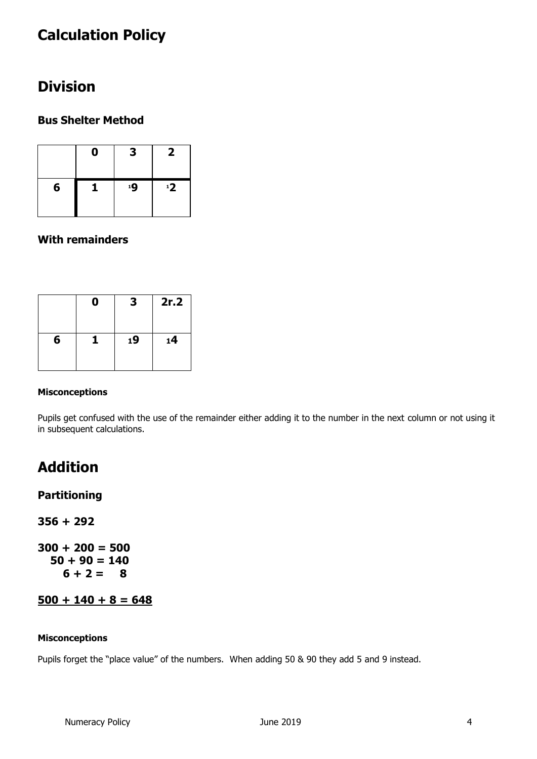# Calculation Policy

## Division

### Bus Shelter Method

| | 0 | 3 | 2 |
|---|---|---|---|
| 6 | 1 | $^{1}$9 | $^{1}$2 |

### With remainders

| | 0 | 3 | 2r.2 |
|---|---|---|---|
| 6 | 1 | $_{1}$9 | $_{1}$4 |

#### Misconceptions

Pupils get confused with the use of the remainder either adding it to the number in the next column or not using it in subsequent calculations.

## Addition

### Partitioning

**356 + 292**

**300 + 200 = 500**
**50 + 90 = 140**
**6 + 2 = 8**

**<u>500 + 140 + 8 = 648</u>**

#### Misconceptions

Pupils forget the "place value" of the numbers. When adding 50 & 90 they add 5 and 9 instead.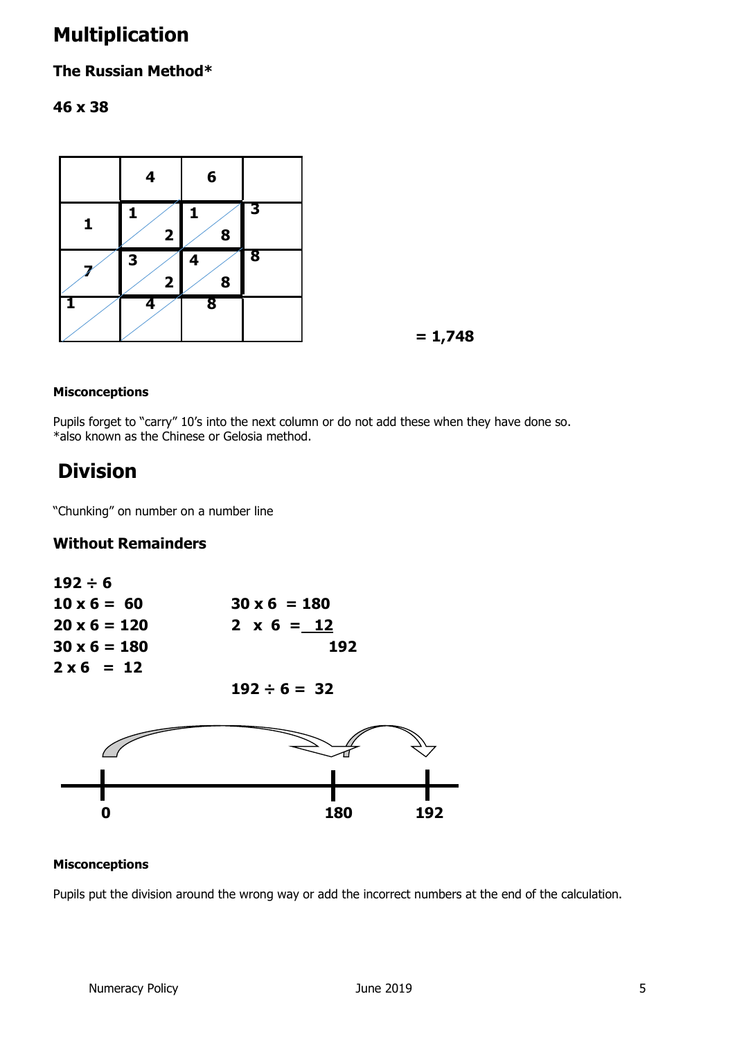# Multiplication

### The Russian Method*

**46 x 38**

|  | 4 | 6 |  |
|---|---|---|---|
| 1 | 1 / 2 | 1 / 8 | 3 |
| 7 | 3 / 2 | 4 / 8 | 8 |
| 1 | 4 | 8 |  |

**= 1,748**

#### Misconceptions

Pupils forget to "carry" 10's into the next column or do not add these when they have done so.
*also known as the Chinese or Gelosia method.

# Division

"Chunking" on number on a number line

### Without Remainders

**192 ÷ 6**
**10 x 6 = 60**
**20 x 6 = 120**
**30 x 6 = 180**
**2 x 6 = 12**

**30 x 6 = 180**
**2 x 6 = 12**
**192**

**192 ÷ 6 = 32**

0 — 180 — 192

#### Misconceptions

Pupils put the division around the wrong way or add the incorrect numbers at the end of the calculation.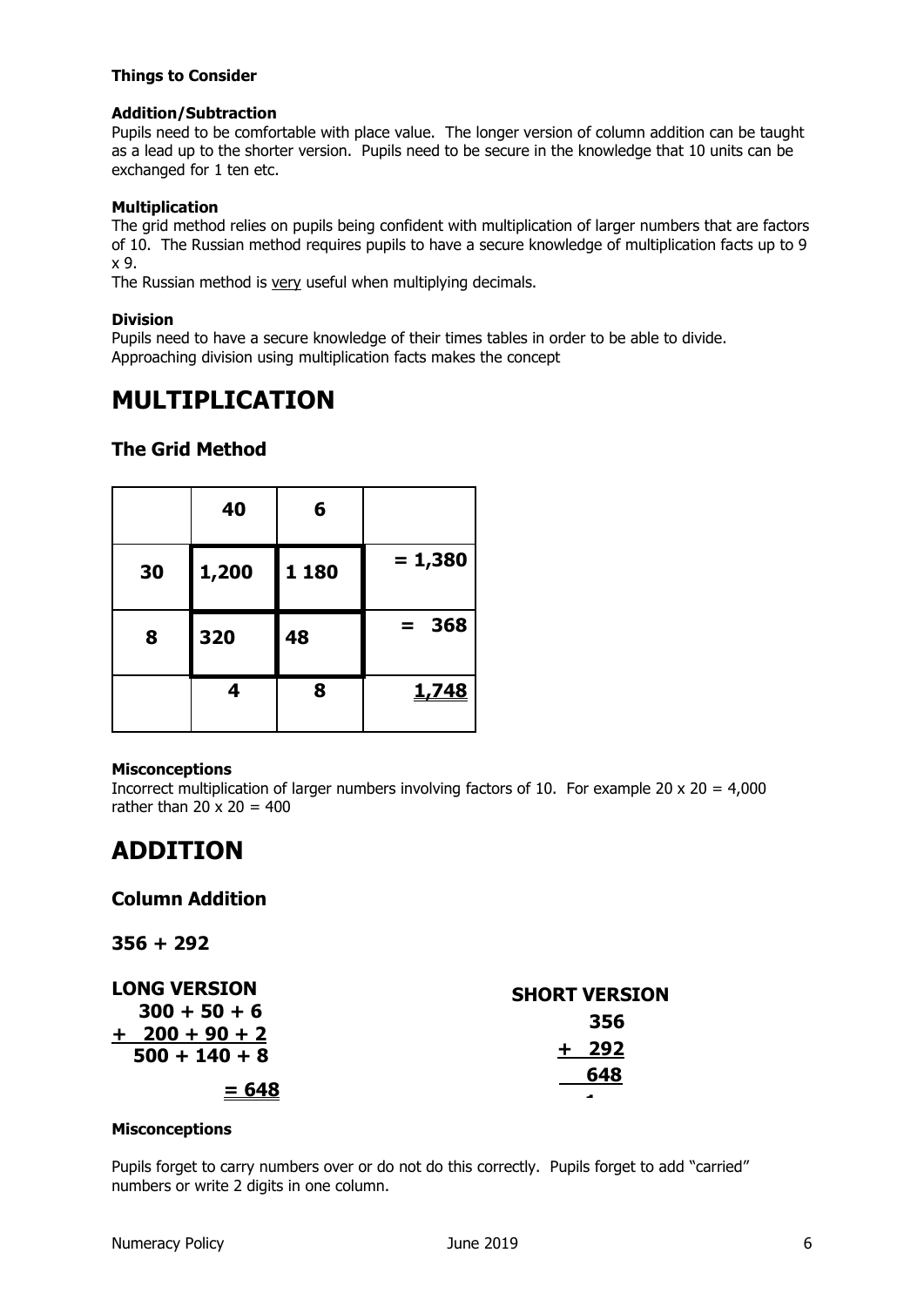**Things to Consider**

**Addition/Subtraction**

Pupils need to be comfortable with place value. The longer version of column addition can be taught as a lead up to the shorter version. Pupils need to be secure in the knowledge that 10 units can be exchanged for 1 ten etc.

**Multiplication**

The grid method relies on pupils being confident with multiplication of larger numbers that are factors of 10. The Russian method requires pupils to have a secure knowledge of multiplication facts up to 9 x 9.

The Russian method is very useful when multiplying decimals.

**Division**

Pupils need to have a secure knowledge of their times tables in order to be able to divide. Approaching division using multiplication facts makes the concept

# MULTIPLICATION

## The Grid Method

| | 40 | 6 | |
|---|---|---|---|
| 30 | 1,200 | 1 180 | = 1,380 |
| 8 | 320 | 48 | = 368 |
| | 4 | 8 | 1,748 |

**Misconceptions**

Incorrect multiplication of larger numbers involving factors of 10. For example 20 x 20 = 4,000 rather than 20 x 20 = 400

# ADDITION

## Column Addition

**356 + 292**

**LONG VERSION**

```
   300 + 50 + 6
+  200 + 90 + 2
   500 + 140 + 8
          = 648
```

**SHORT VERSION**

```
   356
+  292
   648
   1
```

**Misconceptions**

Pupils forget to carry numbers over or do not do this correctly. Pupils forget to add "carried" numbers or write 2 digits in one column.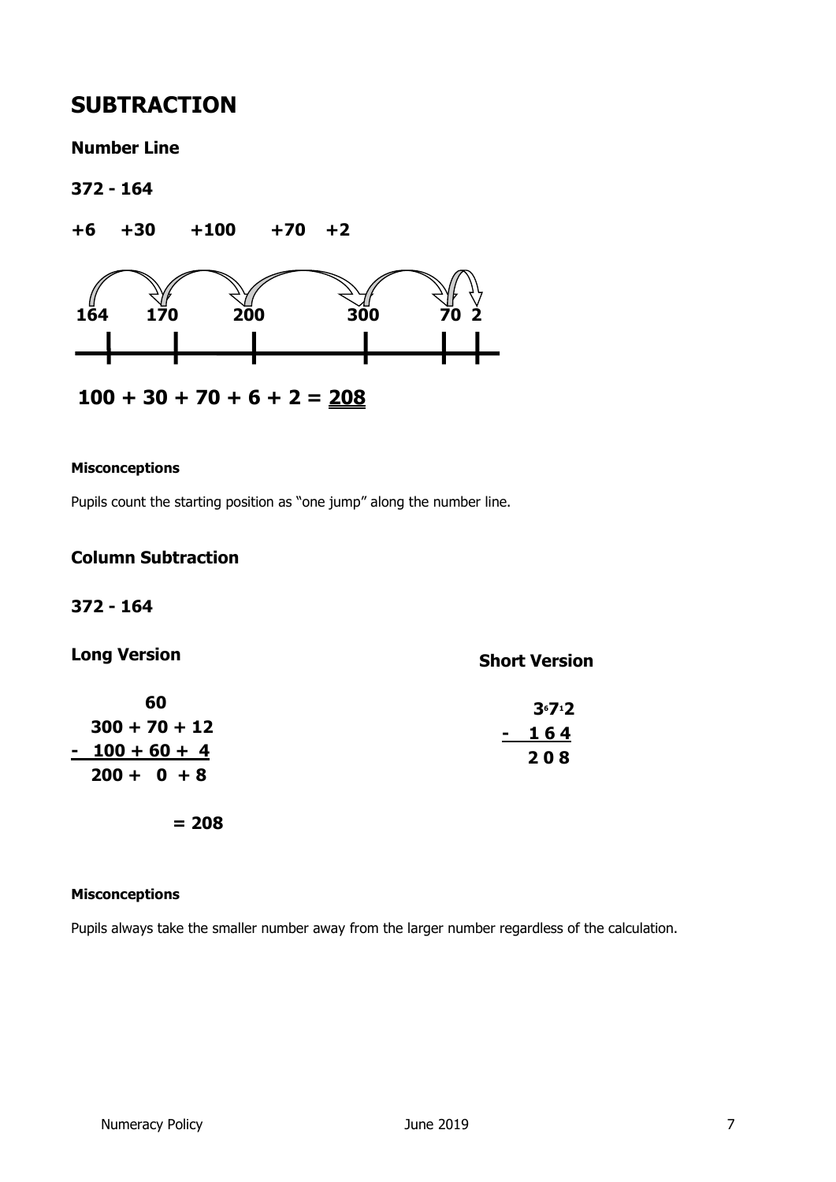# SUBTRACTION

### Number Line

**372 - 164**

**+6 +30 +100 +70 +2**

164 170 200 300 70 2

**100 + 30 + 70 + 6 + 2 = <u>208</u>**

#### Misconceptions

Pupils count the starting position as "one jump" along the number line.

### Column Subtraction

**372 - 164**

**Long Version**

```
      60
  300 + 70 + 12
- 100 + 60 +  4
  200 +  0 +  8

          = 208
```

**Short Version**

```
   3⁶7¹2
 -  1 6 4
    2 0 8
```

#### Misconceptions

Pupils always take the smaller number away from the larger number regardless of the calculation.